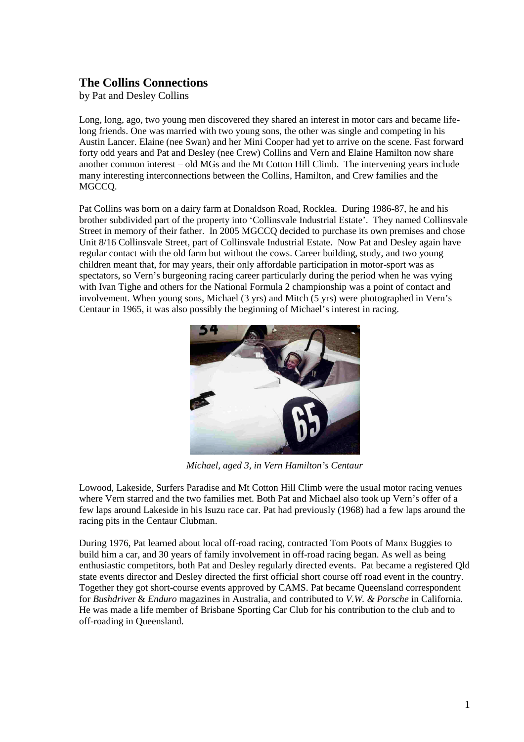## The Collins Connections

by Pat and Desley Collins

Long, long, ago, two young men discovered they shared an interest in motor cars and became life-long friends. One was married with two young sons, the other was single and competing in his Austin Lancer. Elaine (nee Swan) and her Mini Cooper had yet to arrive on the scene. Fast forward forty odd years and Pat and Desley (nee Crew) Collins and Vern and Elaine Hamilton now share another common interest – old MGs and the Mt Cotton Hill Climb. The intervening years include many interesting interconnections between the Collins, Hamilton, and Crew families and the MGCCQ.

Pat Collins was born on a dairy farm at Donaldson Road, Rocklea. During 1986-87, he and his brother subdivided part of the property into 'Collinsvale Industrial Estate'. They named Collinsvale Street in memory of their father. In 2005 MGCCQ decided to purchase its own premises and chose Unit 8/16 Collinsvale Street, part of Collinsvale Industrial Estate. Now Pat and Desley again have regular contact with the old farm but without the cows. Career building, study, and two young children meant that, for may years, their only affordable participation in motor-sport was as spectators, so Vern's burgeoning racing career particularly during the period when he was vying with Ivan Tighe and others for the National Formula 2 championship was a point of contact and involvement. When young sons, Michael (3 yrs) and Mitch (5 yrs) were photographed in Vern's Centaur in 1965, it was also possibly the beginning of Michael's interest in racing.

*Michael, aged 3, in Vern Hamilton's Centaur*

Lowood, Lakeside, Surfers Paradise and Mt Cotton Hill Climb were the usual motor racing venues where Vern starred and the two families met. Both Pat and Michael also took up Vern's offer of a few laps around Lakeside in his Isuzu race car. Pat had previously (1968) had a few laps around the racing pits in the Centaur Clubman.

During 1976, Pat learned about local off-road racing, contracted Tom Poots of Manx Buggies to build him a car, and 30 years of family involvement in off-road racing began. As well as being enthusiastic competitors, both Pat and Desley regularly directed events. Pat became a registered Qld state events director and Desley directed the first official short course off road event in the country. Together they got short-course events approved by CAMS. Pat became Queensland correspondent for *Bushdriver* & *Enduro* magazines in Australia, and contributed to *V.W. & Porsche* in California. He was made a life member of Brisbane Sporting Car Club for his contribution to the club and to off-roading in Queensland.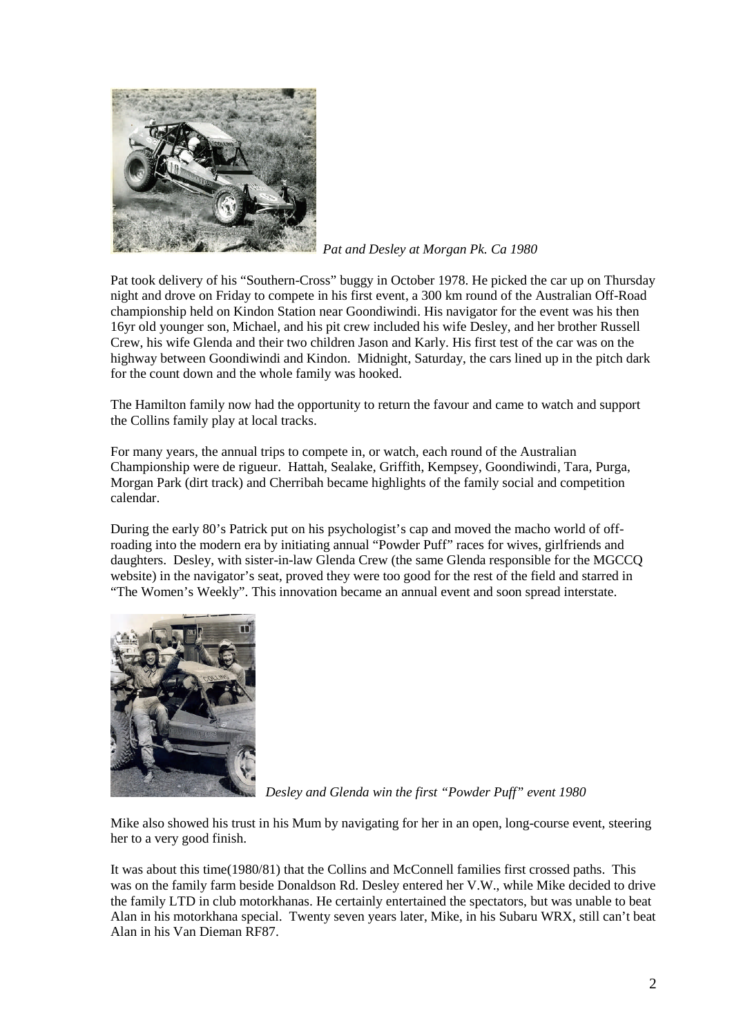*Pat and Desley at Morgan Pk. Ca 1980*

Pat took delivery of his "Southern-Cross" buggy in October 1978. He picked the car up on Thursday night and drove on Friday to compete in his first event, a 300 km round of the Australian Off-Road championship held on Kindon Station near Goondiwindi. His navigator for the event was his then 16yr old younger son, Michael, and his pit crew included his wife Desley, and her brother Russell Crew, his wife Glenda and their two children Jason and Karly. His first test of the car was on the highway between Goondiwindi and Kindon. Midnight, Saturday, the cars lined up in the pitch dark for the count down and the whole family was hooked.

The Hamilton family now had the opportunity to return the favour and came to watch and support the Collins family play at local tracks.

For many years, the annual trips to compete in, or watch, each round of the Australian Championship were de rigueur. Hattah, Sealake, Griffith, Kempsey, Goondiwindi, Tara, Purga, Morgan Park (dirt track) and Cherribah became highlights of the family social and competition calendar.

During the early 80's Patrick put on his psychologist's cap and moved the macho world of off-roading into the modern era by initiating annual "Powder Puff" races for wives, girlfriends and daughters. Desley, with sister-in-law Glenda Crew (the same Glenda responsible for the MGCCQ website) in the navigator's seat, proved they were too good for the rest of the field and starred in "The Women's Weekly". This innovation became an annual event and soon spread interstate.

*Desley and Glenda win the first "Powder Puff" event 1980*

Mike also showed his trust in his Mum by navigating for her in an open, long-course event, steering her to a very good finish.

It was about this time(1980/81) that the Collins and McConnell families first crossed paths. This was on the family farm beside Donaldson Rd. Desley entered her V.W., while Mike decided to drive the family LTD in club motorkhanas. He certainly entertained the spectators, but was unable to beat Alan in his motorkhana special. Twenty seven years later, Mike, in his Subaru WRX, still can't beat Alan in his Van Dieman RF87.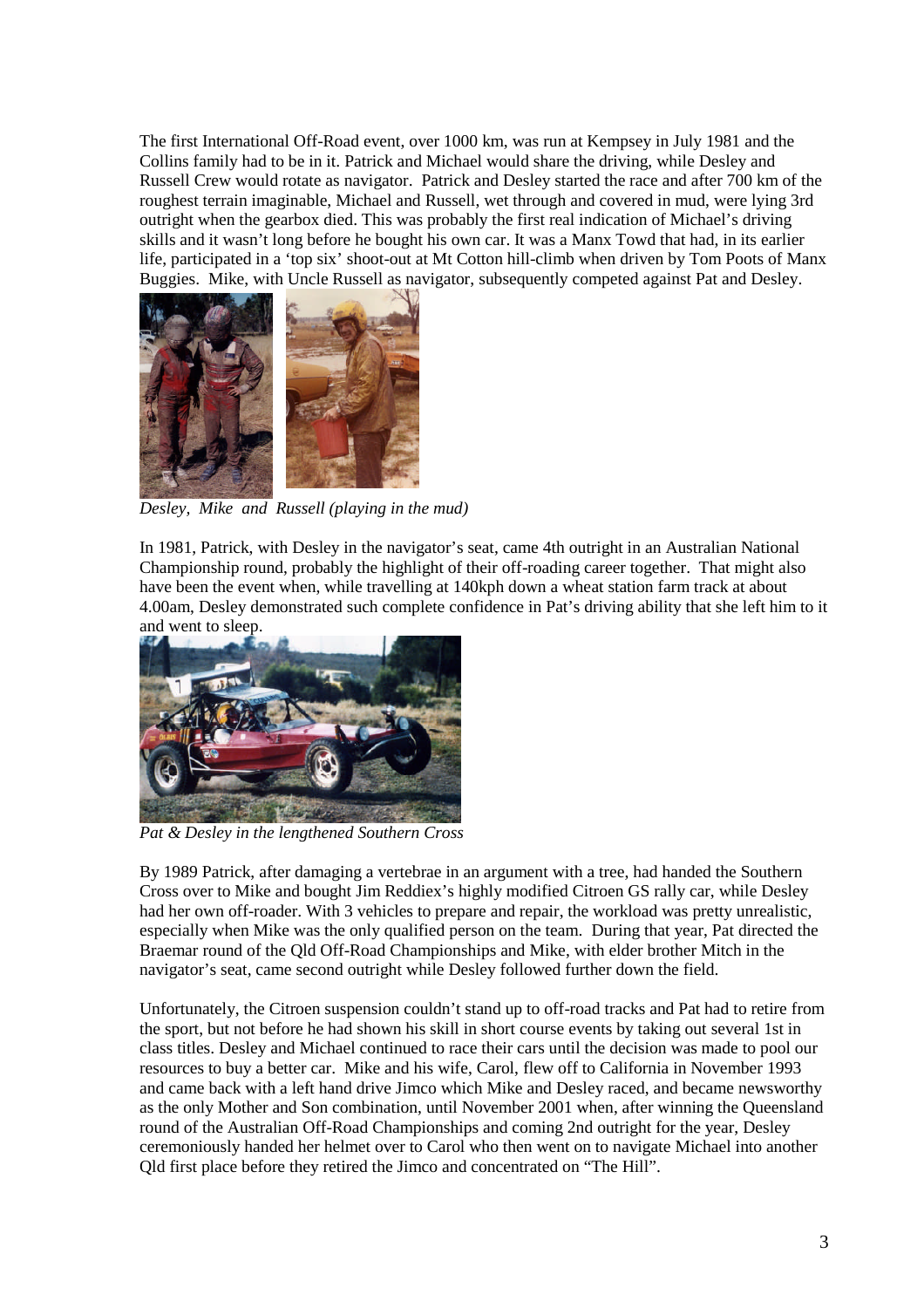The first International Off-Road event, over 1000 km, was run at Kempsey in July 1981 and the Collins family had to be in it. Patrick and Michael would share the driving, while Desley and Russell Crew would rotate as navigator. Patrick and Desley started the race and after 700 km of the roughest terrain imaginable, Michael and Russell, wet through and covered in mud, were lying 3rd outright when the gearbox died. This was probably the first real indication of Michael's driving skills and it wasn't long before he bought his own car. It was a Manx Towd that had, in its earlier life, participated in a 'top six' shoot-out at Mt Cotton hill-climb when driven by Tom Poots of Manx Buggies. Mike, with Uncle Russell as navigator, subsequently competed against Pat and Desley.

*Desley, Mike and Russell (playing in the mud)*

In 1981, Patrick, with Desley in the navigator's seat, came 4th outright in an Australian National Championship round, probably the highlight of their off-roading career together. That might also have been the event when, while travelling at 140kph down a wheat station farm track at about 4.00am, Desley demonstrated such complete confidence in Pat's driving ability that she left him to it and went to sleep.

*Pat & Desley in the lengthened Southern Cross*

By 1989 Patrick, after damaging a vertebrae in an argument with a tree, had handed the Southern Cross over to Mike and bought Jim Reddiex's highly modified Citroen GS rally car, while Desley had her own off-roader. With 3 vehicles to prepare and repair, the workload was pretty unrealistic, especially when Mike was the only qualified person on the team. During that year, Pat directed the Braemar round of the Qld Off-Road Championships and Mike, with elder brother Mitch in the navigator's seat, came second outright while Desley followed further down the field.

Unfortunately, the Citroen suspension couldn't stand up to off-road tracks and Pat had to retire from the sport, but not before he had shown his skill in short course events by taking out several 1st in class titles. Desley and Michael continued to race their cars until the decision was made to pool our resources to buy a better car. Mike and his wife, Carol, flew off to California in November 1993 and came back with a left hand drive Jimco which Mike and Desley raced, and became newsworthy as the only Mother and Son combination, until November 2001 when, after winning the Queensland round of the Australian Off-Road Championships and coming 2nd outright for the year, Desley ceremoniously handed her helmet over to Carol who then went on to navigate Michael into another Qld first place before they retired the Jimco and concentrated on "The Hill".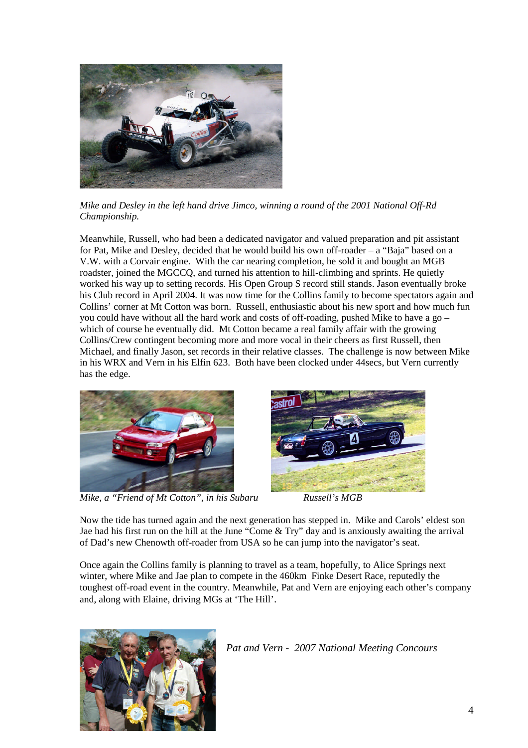*Mike and Desley in the left hand drive Jimco, winning a round of the 2001 National Off-Rd Championship.*

Meanwhile, Russell, who had been a dedicated navigator and valued preparation and pit assistant for Pat, Mike and Desley, decided that he would build his own off-roader – a "Baja" based on a V.W. with a Corvair engine. With the car nearing completion, he sold it and bought an MGB roadster, joined the MGCCQ, and turned his attention to hill-climbing and sprints. He quietly worked his way up to setting records. His Open Group S record still stands. Jason eventually broke his Club record in April 2004. It was now time for the Collins family to become spectators again and Collins' corner at Mt Cotton was born. Russell, enthusiastic about his new sport and how much fun you could have without all the hard work and costs of off-roading, pushed Mike to have a go – which of course he eventually did. Mt Cotton became a real family affair with the growing Collins/Crew contingent becoming more and more vocal in their cheers as first Russell, then Michael, and finally Jason, set records in their relative classes. The challenge is now between Mike in his WRX and Vern in his Elfin 623. Both have been clocked under 44secs, but Vern currently has the edge.

*Mike, a "Friend of Mt Cotton", in his Subaru*

*Russell's MGB*

Now the tide has turned again and the next generation has stepped in. Mike and Carols' eldest son Jae had his first run on the hill at the June "Come & Try" day and is anxiously awaiting the arrival of Dad's new Chenowth off-roader from USA so he can jump into the navigator's seat.

Once again the Collins family is planning to travel as a team, hopefully, to Alice Springs next winter, where Mike and Jae plan to compete in the 460km Finke Desert Race, reputedly the toughest off-road event in the country. Meanwhile, Pat and Vern are enjoying each other's company and, along with Elaine, driving MGs at 'The Hill'.

*Pat and Vern - 2007 National Meeting Concours*